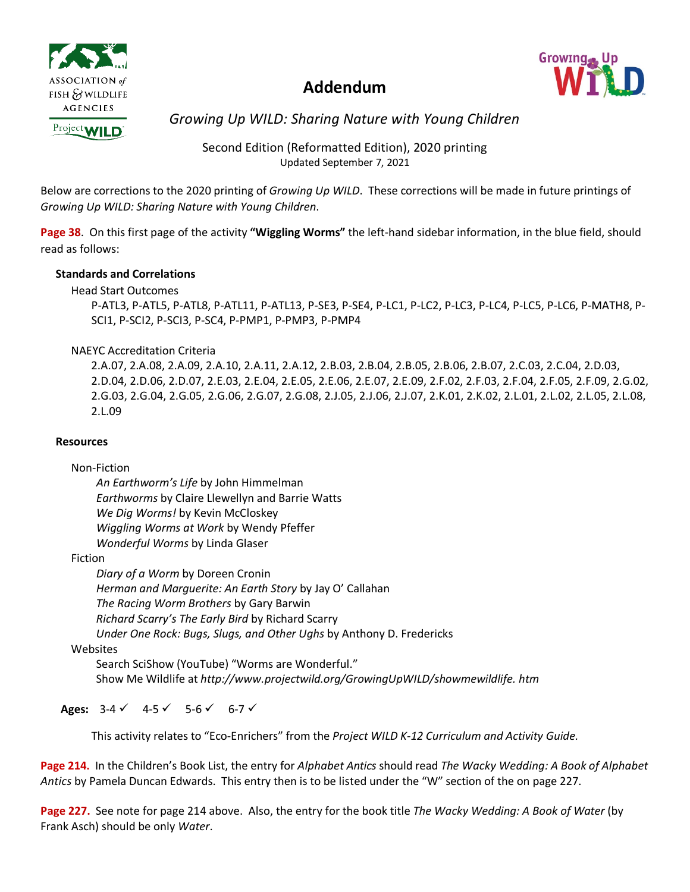ASSOCIATION *of* FISH & WILDLIFE AGENCIES

Project WILD

# Addendum

Growing Up WILD

*Growing Up WILD: Sharing Nature with Young Children*

Second Edition (Reformatted Edition), 2020 printing

Updated September 7, 2021

Below are corrections to the 2020 printing of *Growing Up WILD*. These corrections will be made in future printings of *Growing Up WILD: Sharing Nature with Young Children*.

**Page 38**. On this first page of the activity **"Wiggling Worms"** the left-hand sidebar information, in the blue field, should read as follows:

**Standards and Correlations**

Head Start Outcomes

P-ATL3, P-ATL5, P-ATL8, P-ATL11, P-ATL13, P-SE3, P-SE4, P-LC1, P-LC2, P-LC3, P-LC4, P-LC5, P-LC6, P-MATH8, P-SCI1, P-SCI2, P-SCI3, P-SC4, P-PMP1, P-PMP3, P-PMP4

NAEYC Accreditation Criteria

2.A.07, 2.A.08, 2.A.09, 2.A.10, 2.A.11, 2.A.12, 2.B.03, 2.B.04, 2.B.05, 2.B.06, 2.B.07, 2.C.03, 2.C.04, 2.D.03, 2.D.04, 2.D.06, 2.D.07, 2.E.03, 2.E.04, 2.E.05, 2.E.06, 2.E.07, 2.E.09, 2.F.02, 2.F.03, 2.F.04, 2.F.05, 2.F.09, 2.G.02, 2.G.03, 2.G.04, 2.G.05, 2.G.06, 2.G.07, 2.G.08, 2.J.05, 2.J.06, 2.J.07, 2.K.01, 2.K.02, 2.L.01, 2.L.02, 2.L.05, 2.L.08, 2.L.09

**Resources**

Non-Fiction

- *An Earthworm's Life* by John Himmelman
- *Earthworms* by Claire Llewellyn and Barrie Watts
- *We Dig Worms!* by Kevin McCloskey
- *Wiggling Worms at Work* by Wendy Pfeffer
- *Wonderful Worms* by Linda Glaser

Fiction

- *Diary of a Worm* by Doreen Cronin
- *Herman and Marguerite: An Earth Story* by Jay O' Callahan
- *The Racing Worm Brothers* by Gary Barwin
- *Richard Scarry's The Early Bird* by Richard Scarry
- *Under One Rock: Bugs, Slugs, and Other Ughs* by Anthony D. Fredericks

Websites

- Search SciShow (YouTube) "Worms are Wonderful."
- Show Me Wildlife at *http://www.projectwild.org/GrowingUpWILD/showmewildlife. htm*

**Ages:** 3-4 ✓ 4-5 ✓ 5-6 ✓ 6-7 ✓

This activity relates to "Eco-Enrichers" from the *Project WILD K-12 Curriculum and Activity Guide.*

**Page 214.** In the Children's Book List, the entry for *Alphabet Antics* should read *The Wacky Wedding: A Book of Alphabet Antics* by Pamela Duncan Edwards. This entry then is to be listed under the "W" section of the on page 227.

**Page 227.** See note for page 214 above. Also, the entry for the book title *The Wacky Wedding: A Book of Water* (by Frank Asch) should be only *Water*.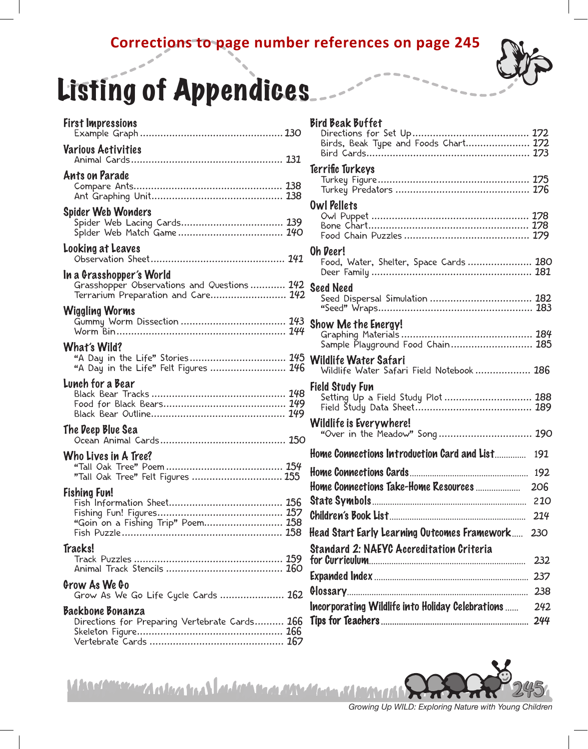**Corrections to page number references on page 245**

# Listing of Appendices

## First Impressions
Example Graph ........ 130

## Various Activities
Animal Cards ........ 131

## Ants on Parade
Compare Ants ........ 138
Ant Graphing Unit ........ 138

## Spider Web Wonders
Spider Web Lacing Cards ........ 139
Spider Web Match Game ........ 140

## Looking at Leaves
Observation Sheet ........ 141

## In a Grasshopper's World
Grasshopper Observations and Questions ........ 142
Terrarium Preparation and Care ........ 142

## Wiggling Worms
Gummy Worm Dissection ........ 143
Worm Bin ........ 144

## What's Wild?
"A Day in the Life" Stories ........ 145
"A Day in the Life" Felt Figures ........ 146

## Lunch for a Bear
Black Bear Tracks ........ 148
Food for Black Bears ........ 149
Black Bear Outline ........ 149

## The Deep Blue Sea
Ocean Animal Cards ........ 150

## Who Lives in A Tree?
"Tall Oak Tree" Poem ........ 154
"Tall Oak Tree" Felt Figures ........ 155

## Fishing Fun!
Fish Information Sheet ........ 156
Fishing Fun! Figures ........ 157
"Goin on a Fishing Trip" Poem ........ 158
Fish Puzzle ........ 158

## Tracks!
Track Puzzles ........ 159
Animal Track Stencils ........ 160

## Grow As We Go
Grow As We Go Life Cycle Cards ........ 162

## Backbone Bonanza
Directions for Preparing Vertebrate Cards ........ 166
Skeleton Figure ........ 166
Vertebrate Cards ........ 167

## Bird Beak Buffet
Directions for Set Up ........ 172
Birds, Beak Type and Foods Chart ........ 172
Bird Cards ........ 173

## Terrific Turkeys
Turkey Figure ........ 175
Turkey Predators ........ 176

## Owl Pellets
Owl Puppet ........ 178
Bone Chart ........ 178
Food Chain Puzzles ........ 179

## Oh Deer!
Food, Water, Shelter, Space Cards ........ 180
Deer Family ........ 181

## Seed Need
Seed Dispersal Simulation ........ 182
"Seed" Wraps ........ 183

## Show Me the Energy!
Graphing Materials ........ 184
Sample Playground Food Chain ........ 185

## Wildlife Water Safari
Wildlife Water Safari Field Notebook ........ 186

## Field Study Fun
Setting Up a Field Study Plot ........ 188
Field Study Data Sheet ........ 189

## Wildlife is Everywhere!
"Over in the Meadow" Song ........ 190

## Home Connections Introduction Card and List ........ 191

## Home Connections Cards ........ 192

## Home Connections Take-Home Resources ........ 206

## State Symbols ........ 210

## Children's Book List ........ 214

## Head Start Early Learning Outcomes Framework ........ 230

## Standard 2: NAEYC Accreditation Criteria for Curriculum ........ 232

## Expanded Index ........ 237

## Glossary ........ 238

## Incorporating Wildlife into Holiday Celebrations ........ 242

## Tips for Teachers ........ 244